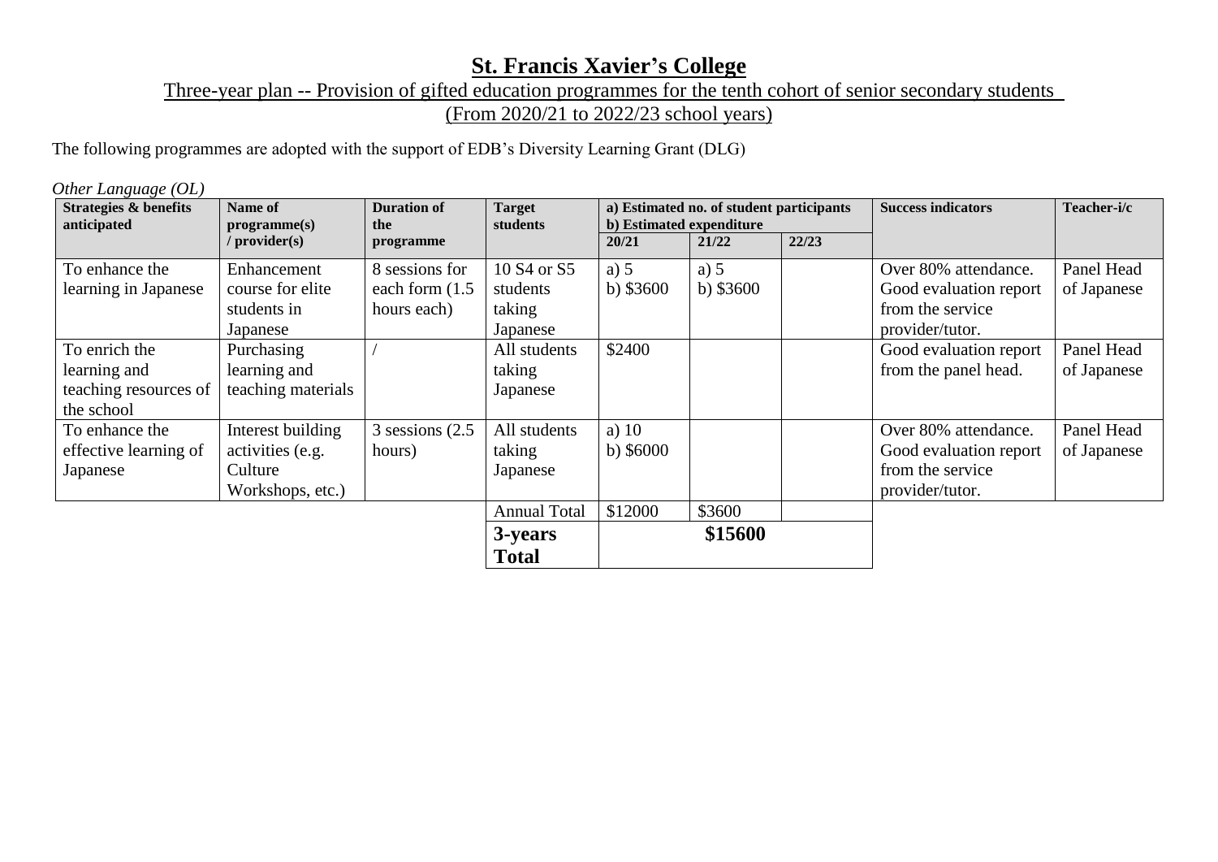# St. Francis Xavier's College

## Three-year plan -- Provision of gifted education programmes for the tenth cohort of senior secondary students (From 2020/21 to 2022/23 school years)

The following programmes are adopted with the support of EDB's Diversity Learning Grant (DLG)

*Other Language (OL)*

| Strategies & benefits anticipated | Name of programme(s) / provider(s) | Duration of the programme | Target students | a) Estimated no. of student participants b) Estimated expenditure | | | Success indicators | Teacher-i/c |
|---|---|---|---|---|---|---|---|---|
| | | | | 20/21 | 21/22 | 22/23 | | |
| To enhance the learning in Japanese | Enhancement course for elite students in Japanese | 8 sessions for each form (1.5 hours each) | 10 S4 or S5 students taking Japanese | a) 5 b) $3600 | a) 5 b) $3600 | | Over 80% attendance. Good evaluation report from the service provider/tutor. | Panel Head of Japanese |
| To enrich the learning and teaching resources of the school | Purchasing learning and teaching materials | / | All students taking Japanese | $2400 | | | Good evaluation report from the panel head. | Panel Head of Japanese |
| To enhance the effective learning of Japanese | Interest building activities (e.g. Culture Workshops, etc.) | 3 sessions (2.5 hours) | All students taking Japanese | a) 10 b) $6000 | | | Over 80% attendance. Good evaluation report from the service provider/tutor. | Panel Head of Japanese |
| | | | Annual Total | $12000 | $3600 | | | |
| | | | **3-years Total** | **$15600** | | | | |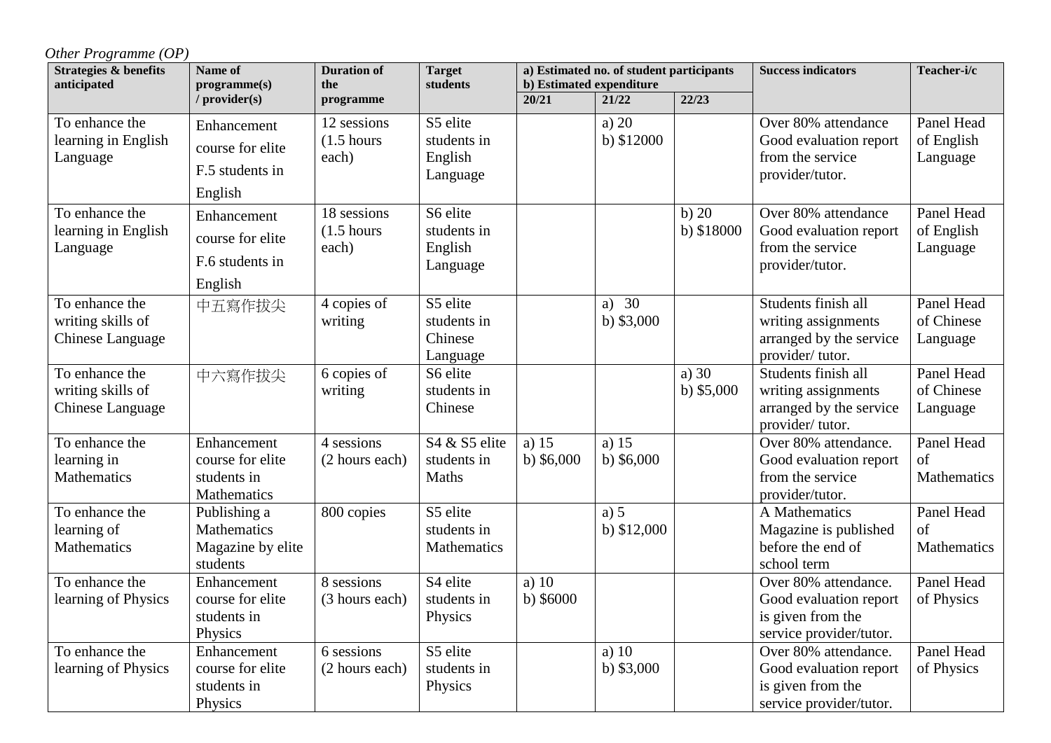*Other Programme (OP)*

| Strategies & benefits anticipated | Name of programme(s) / provider(s) | Duration of the programme | Target students | a) Estimated no. of student participants b) Estimated expenditure | | | Success indicators | Teacher-i/c |
|---|---|---|---|---|---|---|---|---|
| | | | | 20/21 | 21/22 | 22/23 | | |
| To enhance the learning in English Language | Enhancement course for elite F.5 students in English | 12 sessions (1.5 hours each) | S5 elite students in English Language | | a) 20 b) $12000 | | Over 80% attendance Good evaluation report from the service provider/tutor. | Panel Head of English Language |
| To enhance the learning in English Language | Enhancement course for elite F.6 students in English | 18 sessions (1.5 hours each) | S6 elite students in English Language | | | b) 20 b) $18000 | Over 80% attendance Good evaluation report from the service provider/tutor. | Panel Head of English Language |
| To enhance the writing skills of Chinese Language | 中五寫作拔尖 | 4 copies of writing | S5 elite students in Chinese Language | | a) 30 b) $3,000 | | Students finish all writing assignments arranged by the service provider/ tutor. | Panel Head of Chinese Language |
| To enhance the writing skills of Chinese Language | 中六寫作拔尖 | 6 copies of writing | S6 elite students in Chinese | | | a) 30 b) $5,000 | Students finish all writing assignments arranged by the service provider/ tutor. | Panel Head of Chinese Language |
| To enhance the learning in Mathematics | Enhancement course for elite students in Mathematics | 4 sessions (2 hours each) | S4 & S5 elite students in Maths | a) 15 b) $6,000 | a) 15 b) $6,000 | | Over 80% attendance. Good evaluation report from the service provider/tutor. | Panel Head of Mathematics |
| To enhance the learning of Mathematics | Publishing a Mathematics Magazine by elite students | 800 copies | S5 elite students in Mathematics | | a) 5 b) $12,000 | | A Mathematics Magazine is published before the end of school term | Panel Head of Mathematics |
| To enhance the learning of Physics | Enhancement course for elite students in Physics | 8 sessions (3 hours each) | S4 elite students in Physics | a) 10 b) $6000 | | | Over 80% attendance. Good evaluation report is given from the service provider/tutor. | Panel Head of Physics |
| To enhance the learning of Physics | Enhancement course for elite students in Physics | 6 sessions (2 hours each) | S5 elite students in Physics | | a) 10 b) $3,000 | | Over 80% attendance. Good evaluation report is given from the service provider/tutor. | Panel Head of Physics |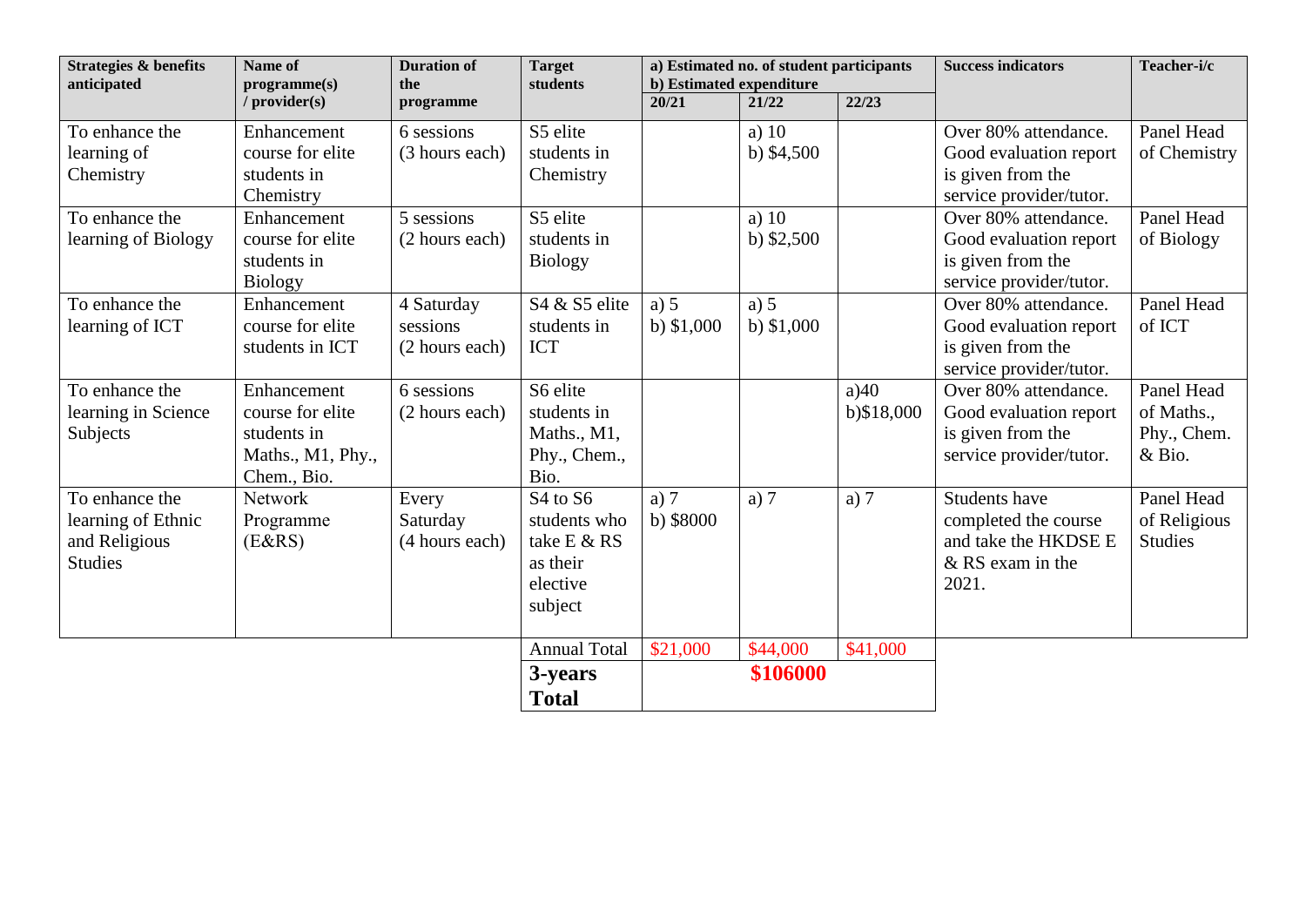| Strategies & benefits anticipated | Name of programme(s) / provider(s) | Duration of the programme | Target students | a) Estimated no. of student participants b) Estimated expenditure | | | Success indicators | Teacher-i/c |
|---|---|---|---|---|---|---|---|---|
| | | | | 20/21 | 21/22 | 22/23 | | |
| To enhance the learning of Chemistry | Enhancement course for elite students in Chemistry | 6 sessions (3 hours each) | S5 elite students in Chemistry | | a) 10 b) $4,500 | | Over 80% attendance. Good evaluation report is given from the service provider/tutor. | Panel Head of Chemistry |
| To enhance the learning of Biology | Enhancement course for elite students in Biology | 5 sessions (2 hours each) | S5 elite students in Biology | | a) 10 b) $2,500 | | Over 80% attendance. Good evaluation report is given from the service provider/tutor. | Panel Head of Biology |
| To enhance the learning of ICT | Enhancement course for elite students in ICT | 4 Saturday sessions (2 hours each) | S4 & S5 elite students in ICT | a) 5 b) $1,000 | a) 5 b) $1,000 | | Over 80% attendance. Good evaluation report is given from the service provider/tutor. | Panel Head of ICT |
| To enhance the learning in Science Subjects | Enhancement course for elite students in Maths., M1, Phy., Chem., Bio. | 6 sessions (2 hours each) | S6 elite students in Maths., M1, Phy., Chem., Bio. | | | a)40 b)$18,000 | Over 80% attendance. Good evaluation report is given from the service provider/tutor. | Panel Head of Maths., Phy., Chem. & Bio. |
| To enhance the learning of Ethnic and Religious Studies | Network Programme (E&RS) | Every Saturday (4 hours each) | S4 to S6 students who take E & RS as their elective subject | a) 7 b) $8000 | a) 7 | a) 7 | Students have completed the course and take the HKDSE E & RS exam in the 2021. | Panel Head of Religious Studies |
| | | | Annual Total | $21,000 | $44,000 | $41,000 | | |
| | | | **3-years Total** | **$106000** | | | | |